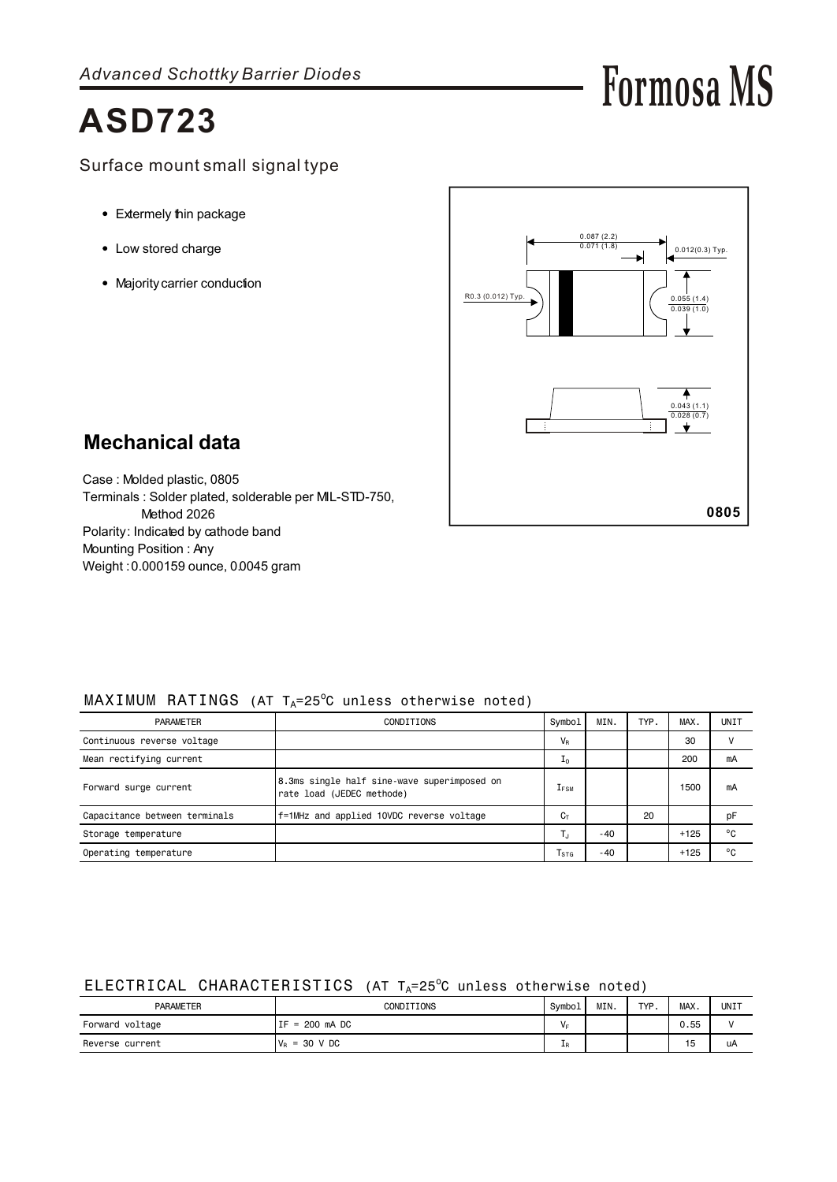*Advanced Schottky Barrier Diodes*

Formosa MS

# ASD723

Surface mount small signal type

- Extermely thin package
- Low stored charge
- Majority carrier conduction

0.087 (2.2)
0.071 (1.8)

0.012(0.3) Typ.

R0.3 (0.012) Typ.

0.055 (1.4)
0.039 (1.0)

0.043 (1.1)
0.028 (0.7)

0805

## Mechanical data

Case : Molded plastic, 0805
Terminals : Solder plated, solderable per MIL-STD-750, Method 2026
Polarity: Indicated by cathode band
Mounting Position : Any
Weight : 0.000159 ounce, 0.0045 gram

### MAXIMUM RATINGS (AT $T_A$=25°C unless otherwise noted)

| PARAMETER | CONDITIONS | Symbol | MIN. | TYP. | MAX. | UNIT |
|---|---|---|---|---|---|---|
| Continuous reverse voltage | | $V_R$ | | | 30 | V |
| Mean rectifying current | | $I_O$ | | | 200 | mA |
| Forward surge current | 8.3ms single half sine-wave superimposed on rate load (JEDEC methode) | $I_{FSM}$ | | | 1500 | mA |
| Capacitance between terminals | f=1MHz and applied 10VDC reverse voltage | $C_T$ | | 20 | | pF |
| Storage temperature | | $T_J$ | -40 | | +125 | °C |
| Operating temperature | | $T_{STG}$ | -40 | | +125 | °C |

### ELECTRICAL CHARACTERISTICS (AT $T_A$=25°C unless otherwise noted)

| PARAMETER | CONDITIONS | Symbol | MIN. | TYP. | MAX. | UNIT |
|---|---|---|---|---|---|---|
| Forward voltage | IF = 200 mA DC | $V_F$ | | | 0.55 | V |
| Reverse current | $V_R$ = 30 V DC | $I_R$ | | | 15 | uA |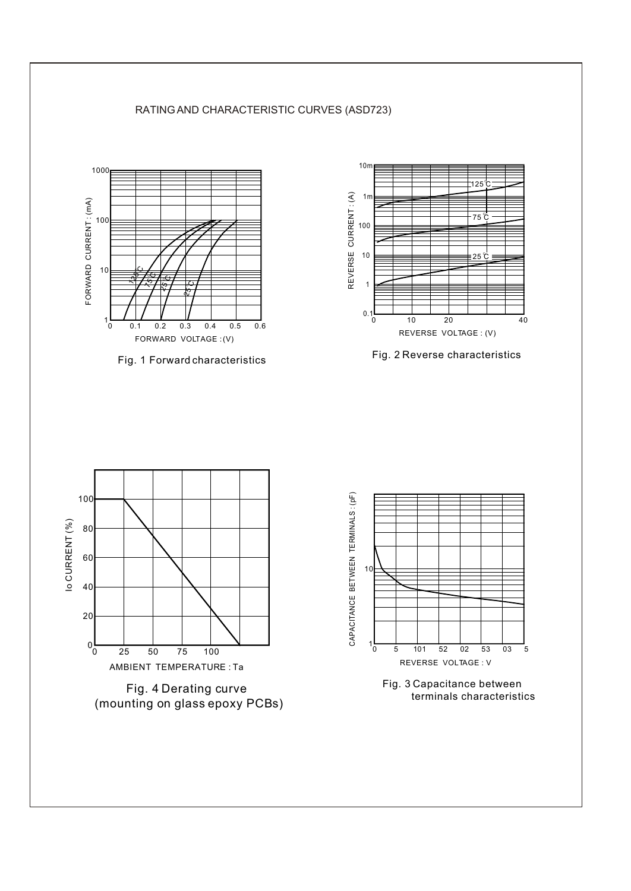RATING AND CHARACTERISTIC CURVES (ASD723)

FORWARD CURRENT : (mA)

1000

100

10

1

0 0.1 0.2 0.3 0.4 0.5 0.6

FORWARD VOLTAGE : (V)

125°C 75°C 25°C 25°C

Fig. 1 Forward characteristics

REVERSE CURRENT : (A)

10m

1m

100

10

1

0.1

0 10 20 40

REVERSE VOLTAGE : (V)

125°C

75°C

25°C

Fig. 2 Reverse characteristics

Io CURRENT (%)

100

80

60

40

20

0

0 25 50 75 100

AMBIENT TEMPERATURE : Ta

Fig. 4 Derating curve
(mounting on glass epoxy PCBs)

CAPACITANCE BETWEEN TERMINALS : (pF)

10

1

0 5 101 52 02 53 03 5

REVERSE VOLTAGE : V

Fig. 3 Capacitance between terminals characteristics